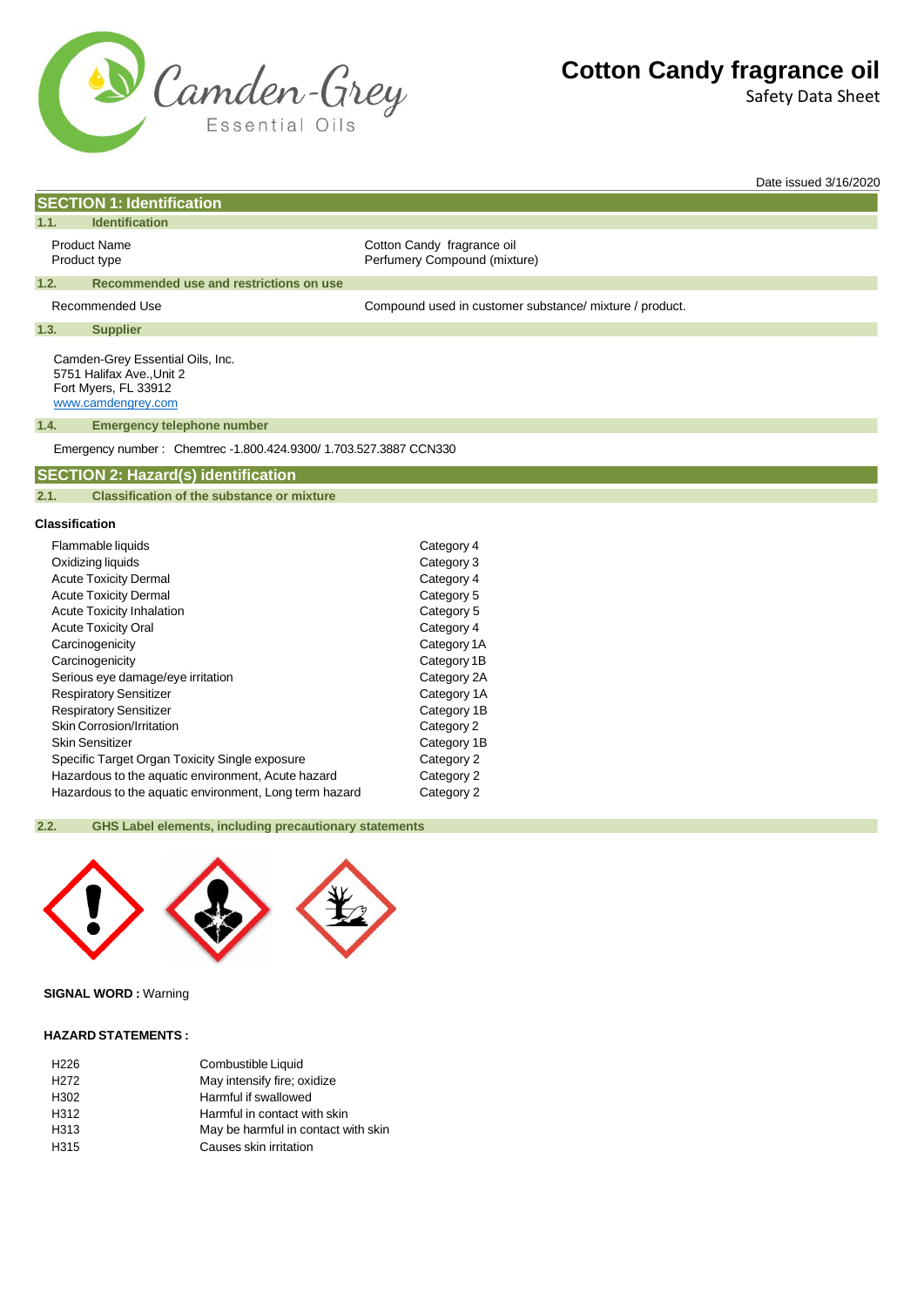# Cotton Candy fragrance oil

Safety Data Sheet

Date issued 3/16/2020

## SECTION 1: Identification

### 1.1. Identification

| | |
|---|---|
| Product Name | Cotton Candy fragrance oil |
| Product type | Perfumery Compound (mixture) |

### 1.2. Recommended use and restrictions on use

| | |
|---|---|
| Recommended Use | Compound used in customer substance/ mixture / product. |

### 1.3. Supplier

Camden-Grey Essential Oils, Inc.
5751 Halifax Ave.,Unit 2
Fort Myers, FL 33912
www.camdengrey.com

### 1.4. Emergency telephone number

Emergency number : Chemtrec -1.800.424.9300/ 1.703.527.3887 CCN330

## SECTION 2: Hazard(s) identification

### 2.1. Classification of the substance or mixture

**Classification**

| | |
|---|---|
| Flammable liquids | Category 4 |
| Oxidizing liquids | Category 3 |
| Acute Toxicity Dermal | Category 4 |
| Acute Toxicity Dermal | Category 5 |
| Acute Toxicity Inhalation | Category 5 |
| Acute Toxicity Oral | Category 4 |
| Carcinogenicity | Category 1A |
| Carcinogenicity | Category 1B |
| Serious eye damage/eye irritation | Category 2A |
| Respiratory Sensitizer | Category 1A |
| Respiratory Sensitizer | Category 1B |
| Skin Corrosion/Irritation | Category 2 |
| Skin Sensitizer | Category 1B |
| Specific Target Organ Toxicity Single exposure | Category 2 |
| Hazardous to the aquatic environment, Acute hazard | Category 2 |
| Hazardous to the aquatic environment, Long term hazard | Category 2 |

### 2.2. GHS Label elements, including precautionary statements

**SIGNAL WORD :** Warning

**HAZARD STATEMENTS :**

| | |
|---|---|
| H226 | Combustible Liquid |
| H272 | May intensify fire; oxidize |
| H302 | Harmful if swallowed |
| H312 | Harmful in contact with skin |
| H313 | May be harmful in contact with skin |
| H315 | Causes skin irritation |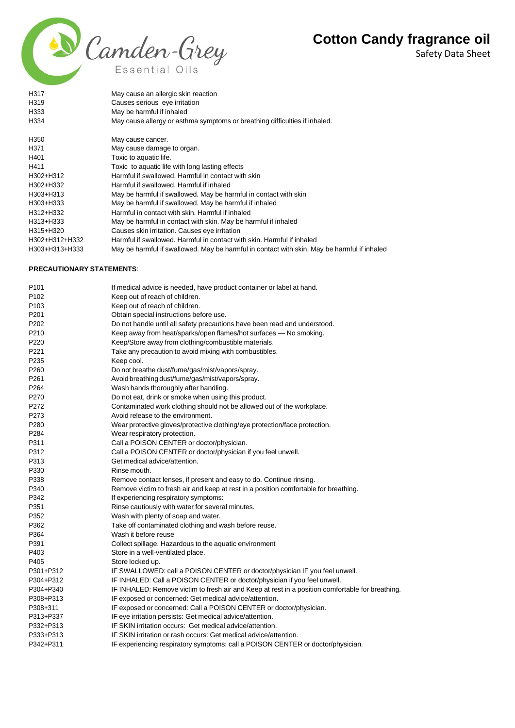| | |
|---|---|
| H317 | May cause an allergic skin reaction |
| H319 | Causes serious eye irritation |
| H333 | May be harmful if inhaled |
| H334 | May cause allergy or asthma symptoms or breathing difficulties if inhaled. |
| H350 | May cause cancer. |
| H371 | May cause damage to organ. |
| H401 | Toxic to aquatic life. |
| H411 | Toxic to aquatic life with long lasting effects |
| H302+H312 | Harmful if swallowed. Harmful in contact with skin |
| H302+H332 | Harmful if swallowed. Harmful if inhaled |
| H303+H313 | May be harmful if swallowed. May be harmful in contact with skin |
| H303+H333 | May be harmful if swallowed. May be harmful if inhaled |
| H312+H332 | Harmful in contact with skin. Harmful if inhaled |
| H313+H333 | May be harmful in contact with skin. May be harmful if inhaled |
| H315+H320 | Causes skin irritation. Causes eye irritation |
| H302+H312+H332 | Harmful if swallowed. Harmful in contact with skin. Harmful if inhaled |
| H303+H313+H333 | May be harmful if swallowed. May be harmful in contact with skin. May be harmful if inhaled |

**PRECAUTIONARY STATEMENTS**:

| | |
|---|---|
| P101 | If medical advice is needed, have product container or label at hand. |
| P102 | Keep out of reach of children. |
| P103 | Keep out of reach of children. |
| P201 | Obtain special instructions before use. |
| P202 | Do not handle until all safety precautions have been read and understood. |
| P210 | Keep away from heat/sparks/open flames/hot surfaces — No smoking. |
| P220 | Keep/Store away from clothing/combustible materials. |
| P221 | Take any precaution to avoid mixing with combustibles. |
| P235 | Keep cool. |
| P260 | Do not breathe dust/fume/gas/mist/vapors/spray. |
| P261 | Avoid breathing dust/fume/gas/mist/vapors/spray. |
| P264 | Wash hands thoroughly after handling. |
| P270 | Do not eat, drink or smoke when using this product. |
| P272 | Contaminated work clothing should not be allowed out of the workplace. |
| P273 | Avoid release to the environment. |
| P280 | Wear protective gloves/protective clothing/eye protection/face protection. |
| P284 | Wear respiratory protection. |
| P311 | Call a POISON CENTER or doctor/physician. |
| P312 | Call a POISON CENTER or doctor/physician if you feel unwell. |
| P313 | Get medical advice/attention. |
| P330 | Rinse mouth. |
| P338 | Remove contact lenses, if present and easy to do. Continue rinsing. |
| P340 | Remove victim to fresh air and keep at rest in a position comfortable for breathing. |
| P342 | If experiencing respiratory symptoms: |
| P351 | Rinse cautiously with water for several minutes. |
| P352 | Wash with plenty of soap and water. |
| P362 | Take off contaminated clothing and wash before reuse. |
| P364 | Wash it before reuse |
| P391 | Collect spillage. Hazardous to the aquatic environment |
| P403 | Store in a well-ventilated place. |
| P405 | Store locked up. |
| P301+P312 | IF SWALLOWED: call a POISON CENTER or doctor/physician IF you feel unwell. |
| P304+P312 | IF INHALED: Call a POISON CENTER or doctor/physician if you feel unwell. |
| P304+P340 | IF INHALED: Remove victim to fresh air and Keep at rest in a position comfortable for breathing. |
| P308+P313 | IF exposed or concerned: Get medical advice/attention. |
| P308+311 | IF exposed or concerned: Call a POISON CENTER or doctor/physician. |
| P313+P337 | IF eye irritation persists: Get medical advice/attention. |
| P332+P313 | IF SKIN irritation occurs: Get medical advice/attention. |
| P333+P313 | IF SKIN irritation or rash occurs: Get medical advice/attention. |
| P342+P311 | IF experiencing respiratory symptoms: call a POISON CENTER or doctor/physician. |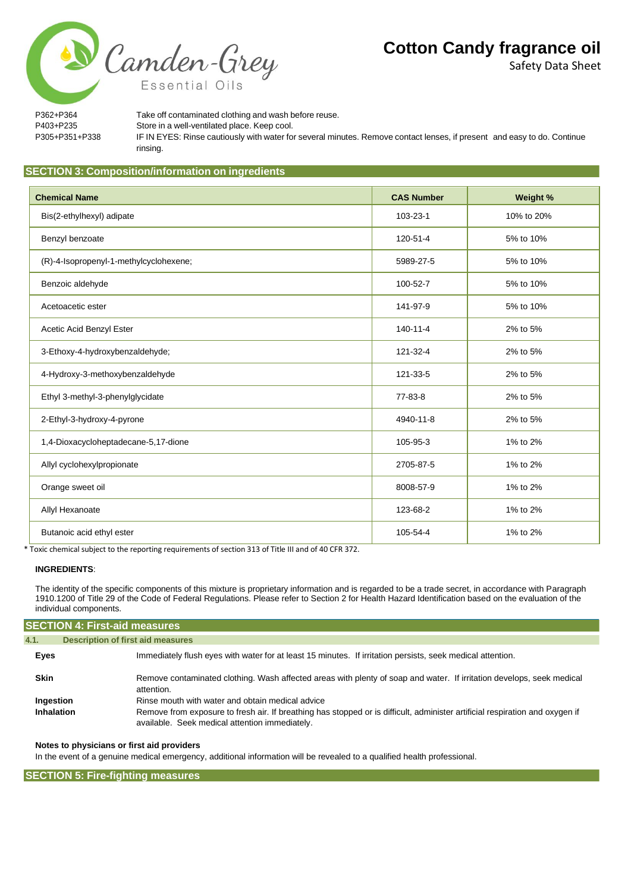| | |
|---|---|
| P362+P364 | Take off contaminated clothing and wash before reuse. |
| P403+P235 | Store in a well-ventilated place. Keep cool. |
| P305+P351+P338 | IF IN EYES: Rinse cautiously with water for several minutes. Remove contact lenses, if present and easy to do. Continue rinsing. |

## SECTION 3: Composition/information on ingredients

| Chemical Name | CAS Number | Weight % |
|---|---|---|
| Bis(2-ethylhexyl) adipate | 103-23-1 | 10% to 20% |
| Benzyl benzoate | 120-51-4 | 5% to 10% |
| (R)-4-Isopropenyl-1-methylcyclohexene; | 5989-27-5 | 5% to 10% |
| Benzoic aldehyde | 100-52-7 | 5% to 10% |
| Acetoacetic ester | 141-97-9 | 5% to 10% |
| Acetic Acid Benzyl Ester | 140-11-4 | 2% to 5% |
| 3-Ethoxy-4-hydroxybenzaldehyde; | 121-32-4 | 2% to 5% |
| 4-Hydroxy-3-methoxybenzaldehyde | 121-33-5 | 2% to 5% |
| Ethyl 3-methyl-3-phenylglycidate | 77-83-8 | 2% to 5% |
| 2-Ethyl-3-hydroxy-4-pyrone | 4940-11-8 | 2% to 5% |
| 1,4-Dioxacycloheptadecane-5,17-dione | 105-95-3 | 1% to 2% |
| Allyl cyclohexylpropionate | 2705-87-5 | 1% to 2% |
| Orange sweet oil | 8008-57-9 | 1% to 2% |
| Allyl Hexanoate | 123-68-2 | 1% to 2% |
| Butanoic acid ethyl ester | 105-54-4 | 1% to 2% |

* Toxic chemical subject to the reporting requirements of section 313 of Title III and of 40 CFR 372.

**INGREDIENTS**:

The identity of the specific components of this mixture is proprietary information and is regarded to be a trade secret, in accordance with Paragraph 1910.1200 of Title 29 of the Code of Federal Regulations. Please refer to Section 2 for Health Hazard Identification based on the evaluation of the individual components.

## SECTION 4: First-aid measures

### 4.1. Description of first aid measures

**Eyes** Immediately flush eyes with water for at least 15 minutes. If irritation persists, seek medical attention.

**Skin** Remove contaminated clothing. Wash affected areas with plenty of soap and water. If irritation develops, seek medical attention.

**Ingestion** Rinse mouth with water and obtain medical advice

**Inhalation** Remove from exposure to fresh air. If breathing has stopped or is difficult, administer artificial respiration and oxygen if available. Seek medical attention immediately.

**Notes to physicians or first aid providers**

In the event of a genuine medical emergency, additional information will be revealed to a qualified health professional.

## SECTION 5: Fire-fighting measures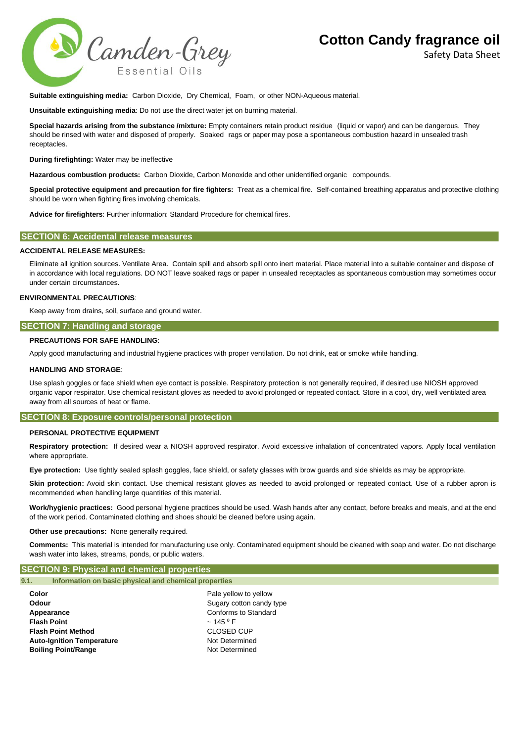**Suitable extinguishing media:** Carbon Dioxide, Dry Chemical, Foam, or other NON-Aqueous material.

**Unsuitable extinguishing media**: Do not use the direct water jet on burning material.

**Special hazards arising from the substance /mixture:** Empty containers retain product residue (liquid or vapor) and can be dangerous. They should be rinsed with water and disposed of properly. Soaked rags or paper may pose a spontaneous combustion hazard in unsealed trash receptacles.

**During firefighting:** Water may be ineffective

**Hazardous combustion products:** Carbon Dioxide, Carbon Monoxide and other unidentified organic compounds.

**Special protective equipment and precaution for fire fighters:** Treat as a chemical fire. Self-contained breathing apparatus and protective clothing should be worn when fighting fires involving chemicals.

**Advice for firefighters**: Further information: Standard Procedure for chemical fires.

## SECTION 6: Accidental release measures

**ACCIDENTAL RELEASE MEASURES:**

Eliminate all ignition sources. Ventilate Area. Contain spill and absorb spill onto inert material. Place material into a suitable container and dispose of in accordance with local regulations. DO NOT leave soaked rags or paper in unsealed receptacles as spontaneous combustion may sometimes occur under certain circumstances.

**ENVIRONMENTAL PRECAUTIONS**:

Keep away from drains, soil, surface and ground water.

## SECTION 7: Handling and storage

**PRECAUTIONS FOR SAFE HANDLING**:

Apply good manufacturing and industrial hygiene practices with proper ventilation. Do not drink, eat or smoke while handling.

**HANDLING AND STORAGE**:

Use splash goggles or face shield when eye contact is possible. Respiratory protection is not generally required, if desired use NIOSH approved organic vapor respirator. Use chemical resistant gloves as needed to avoid prolonged or repeated contact. Store in a cool, dry, well ventilated area away from all sources of heat or flame.

## SECTION 8: Exposure controls/personal protection

**PERSONAL PROTECTIVE EQUIPMENT**

**Respiratory protection:** If desired wear a NIOSH approved respirator. Avoid excessive inhalation of concentrated vapors. Apply local ventilation where appropriate.

**Eye protection:** Use tightly sealed splash goggles, face shield, or safety glasses with brow guards and side shields as may be appropriate.

**Skin protection:** Avoid skin contact. Use chemical resistant gloves as needed to avoid prolonged or repeated contact. Use of a rubber apron is recommended when handling large quantities of this material.

**Work/hygienic practices:** Good personal hygiene practices should be used. Wash hands after any contact, before breaks and meals, and at the end of the work period. Contaminated clothing and shoes should be cleaned before using again.

**Other use precautions:** None generally required.

**Comments:** This material is intended for manufacturing use only. Contaminated equipment should be cleaned with soap and water. Do not discharge wash water into lakes, streams, ponds, or public waters.

## SECTION 9: Physical and chemical properties

### 9.1. Information on basic physical and chemical properties

| | |
|---|---|
| **Color** | Pale yellow to yellow |
| **Odour** | Sugary cotton candy type |
| **Appearance** | Conforms to Standard |
| **Flash Point** | ~ 145 $^{0}$ F |
| **Flash Point Method** | CLOSED CUP |
| **Auto-Ignition Temperature** | Not Determined |
| **Boiling Point/Range** | Not Determined |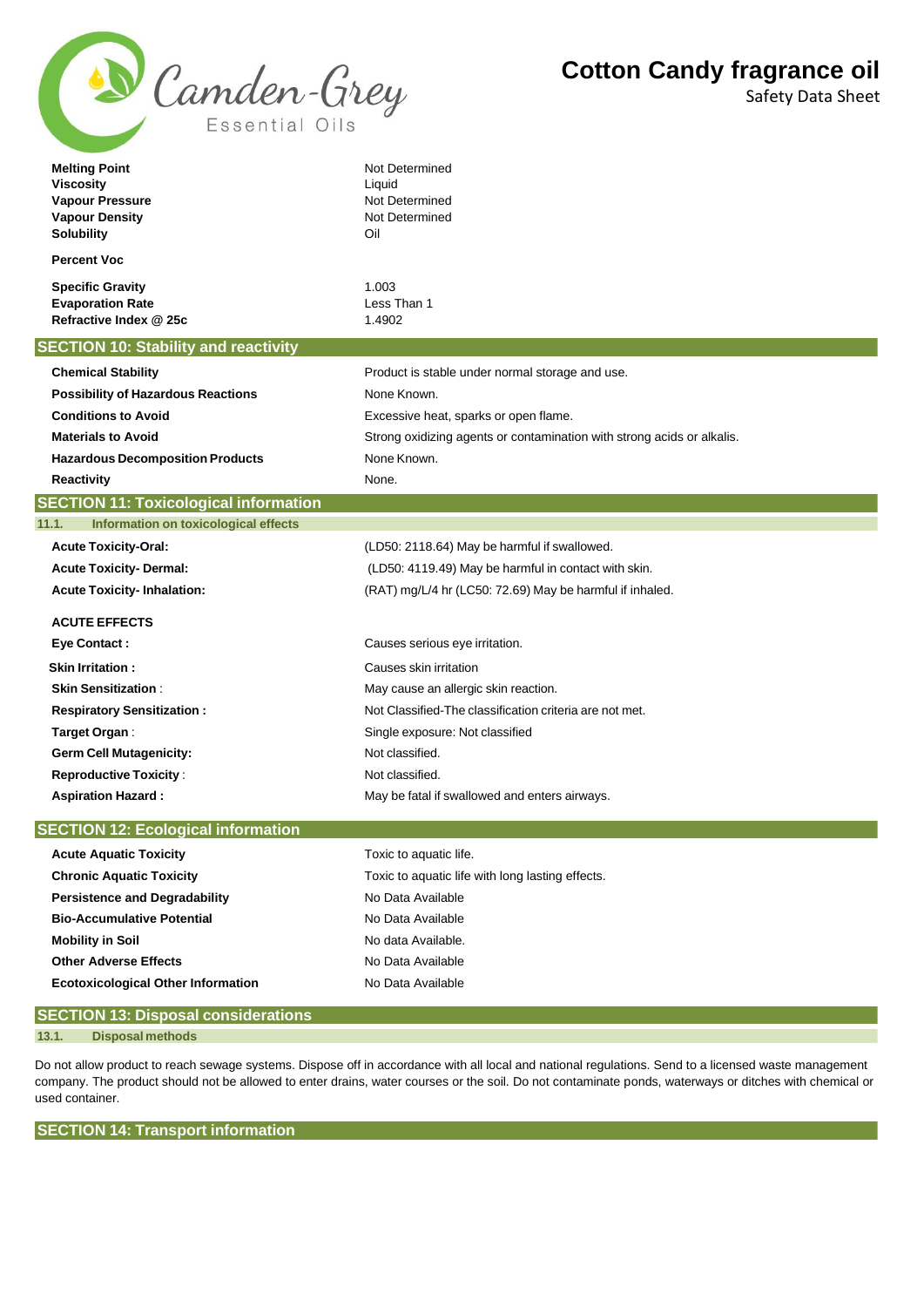| | |
|---|---|
| **Melting Point** | Not Determined |
| **Viscosity** | Liquid |
| **Vapour Pressure** | Not Determined |
| **Vapour Density** | Not Determined |
| **Solubility** | Oil |
| **Percent Voc** | |
| **Specific Gravity** | 1.003 |
| **Evaporation Rate** | Less Than 1 |
| **Refractive Index @ 25c** | 1.4902 |

## SECTION 10: Stability and reactivity

| | |
|---|---|
| **Chemical Stability** | Product is stable under normal storage and use. |
| **Possibility of Hazardous Reactions** | None Known. |
| **Conditions to Avoid** | Excessive heat, sparks or open flame. |
| **Materials to Avoid** | Strong oxidizing agents or contamination with strong acids or alkalis. |
| **Hazardous Decomposition Products** | None Known. |
| **Reactivity** | None. |

## SECTION 11: Toxicological information

### 11.1. Information on toxicological effects

| | |
|---|---|
| **Acute Toxicity-Oral:** | (LD50: 2118.64) May be harmful if swallowed. |
| **Acute Toxicity- Dermal:** | (LD50: 4119.49) May be harmful in contact with skin. |
| **Acute Toxicity- Inhalation:** | (RAT) mg/L/4 hr (LC50: 72.69) May be harmful if inhaled. |

**ACUTE EFFECTS**

| | |
|---|---|
| **Eye Contact :** | Causes serious eye irritation. |
| **Skin Irritation :** | Causes skin irritation |
| **Skin Sensitization** : | May cause an allergic skin reaction. |
| **Respiratory Sensitization :** | Not Classified-The classification criteria are not met. |
| **Target Organ** : | Single exposure: Not classified |
| **Germ Cell Mutagenicity:** | Not classified. |
| **Reproductive Toxicity** : | Not classified. |
| **Aspiration Hazard :** | May be fatal if swallowed and enters airways. |

## SECTION 12: Ecological information

| | |
|---|---|
| **Acute Aquatic Toxicity** | Toxic to aquatic life. |
| **Chronic Aquatic Toxicity** | Toxic to aquatic life with long lasting effects. |
| **Persistence and Degradability** | No Data Available |
| **Bio-Accumulative Potential** | No Data Available |
| **Mobility in Soil** | No data Available. |
| **Other Adverse Effects** | No Data Available |
| **Ecotoxicological Other Information** | No Data Available |

## SECTION 13: Disposal considerations

### 13.1. Disposal methods

Do not allow product to reach sewage systems. Dispose off in accordance with all local and national regulations. Send to a licensed waste management company. The product should not be allowed to enter drains, water courses or the soil. Do not contaminate ponds, waterways or ditches with chemical or used container.

## SECTION 14: Transport information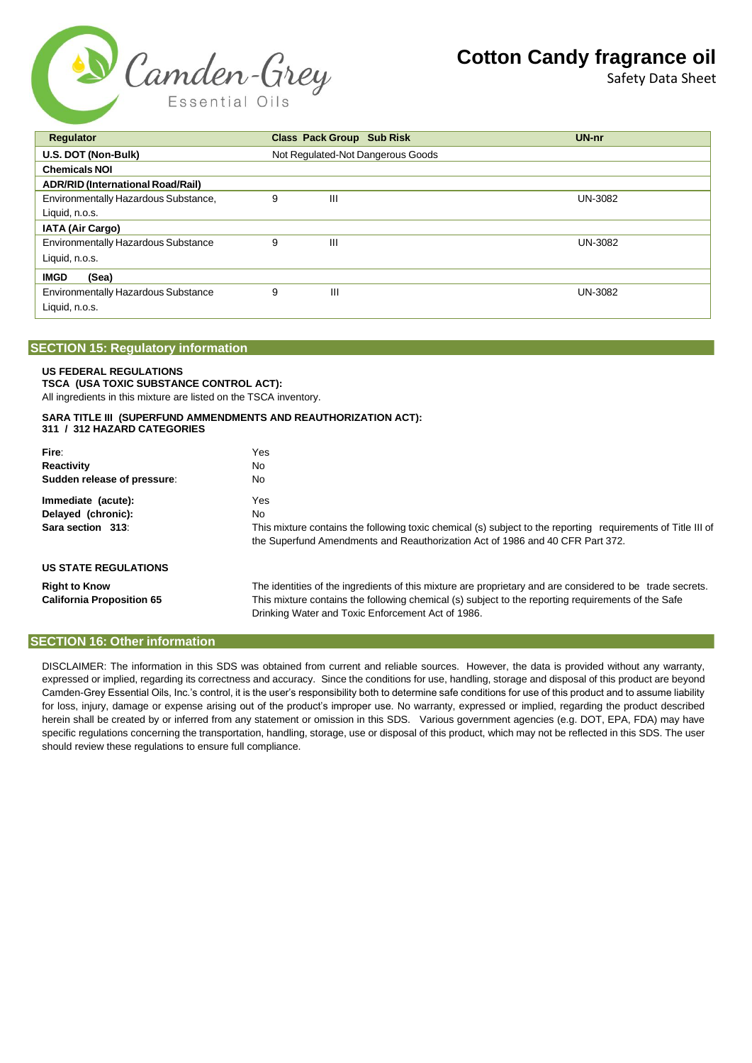# Cotton Candy fragrance oil

Safety Data Sheet

| Regulator | Class | Pack Group | Sub Risk | UN-nr |
|---|---|---|---|---|
| **U.S. DOT (Non-Bulk)** | Not Regulated-Not Dangerous Goods | | | |
| **Chemicals NOI** | | | | |
| **ADR/RID (International Road/Rail)** | | | | |
| Environmentally Hazardous Substance, Liquid, n.o.s. | 9 | III | | UN-3082 |
| **IATA (Air Cargo)** | | | | |
| Environmentally Hazardous Substance Liquid, n.o.s. | 9 | III | | UN-3082 |
| **IMGD (Sea)** | | | | |
| Environmentally Hazardous Substance Liquid, n.o.s. | 9 | III | | UN-3082 |

## SECTION 15: Regulatory information

**US FEDERAL REGULATIONS**

**TSCA (USA TOXIC SUBSTANCE CONTROL ACT):**

All ingredients in this mixture are listed on the TSCA inventory.

**SARA TITLE III (SUPERFUND AMMENDMENTS AND REAUTHORIZATION ACT):**
**311 / 312 HAZARD CATEGORIES**

| | |
|---|---|
| **Fire**: | Yes |
| **Reactivity** | No |
| **Sudden release of pressure**: | No |
| **Immediate (acute):** | Yes |
| **Delayed (chronic):** | No |
| **Sara section 313**: | This mixture contains the following toxic chemical (s) subject to the reporting requirements of Title III of the Superfund Amendments and Reauthorization Act of 1986 and 40 CFR Part 372. |

**US STATE REGULATIONS**

| | |
|---|---|
| **Right to Know** | The identities of the ingredients of this mixture are proprietary and are considered to be trade secrets. |
| **California Proposition 65** | This mixture contains the following chemical (s) subject to the reporting requirements of the Safe Drinking Water and Toxic Enforcement Act of 1986. |

## SECTION 16: Other information

DISCLAIMER: The information in this SDS was obtained from current and reliable sources. However, the data is provided without any warranty, expressed or implied, regarding its correctness and accuracy. Since the conditions for use, handling, storage and disposal of this product are beyond Camden-Grey Essential Oils, Inc.'s control, it is the user's responsibility both to determine safe conditions for use of this product and to assume liability for loss, injury, damage or expense arising out of the product's improper use. No warranty, expressed or implied, regarding the product described herein shall be created by or inferred from any statement or omission in this SDS. Various government agencies (e.g. DOT, EPA, FDA) may have specific regulations concerning the transportation, handling, storage, use or disposal of this product, which may not be reflected in this SDS. The user should review these regulations to ensure full compliance.